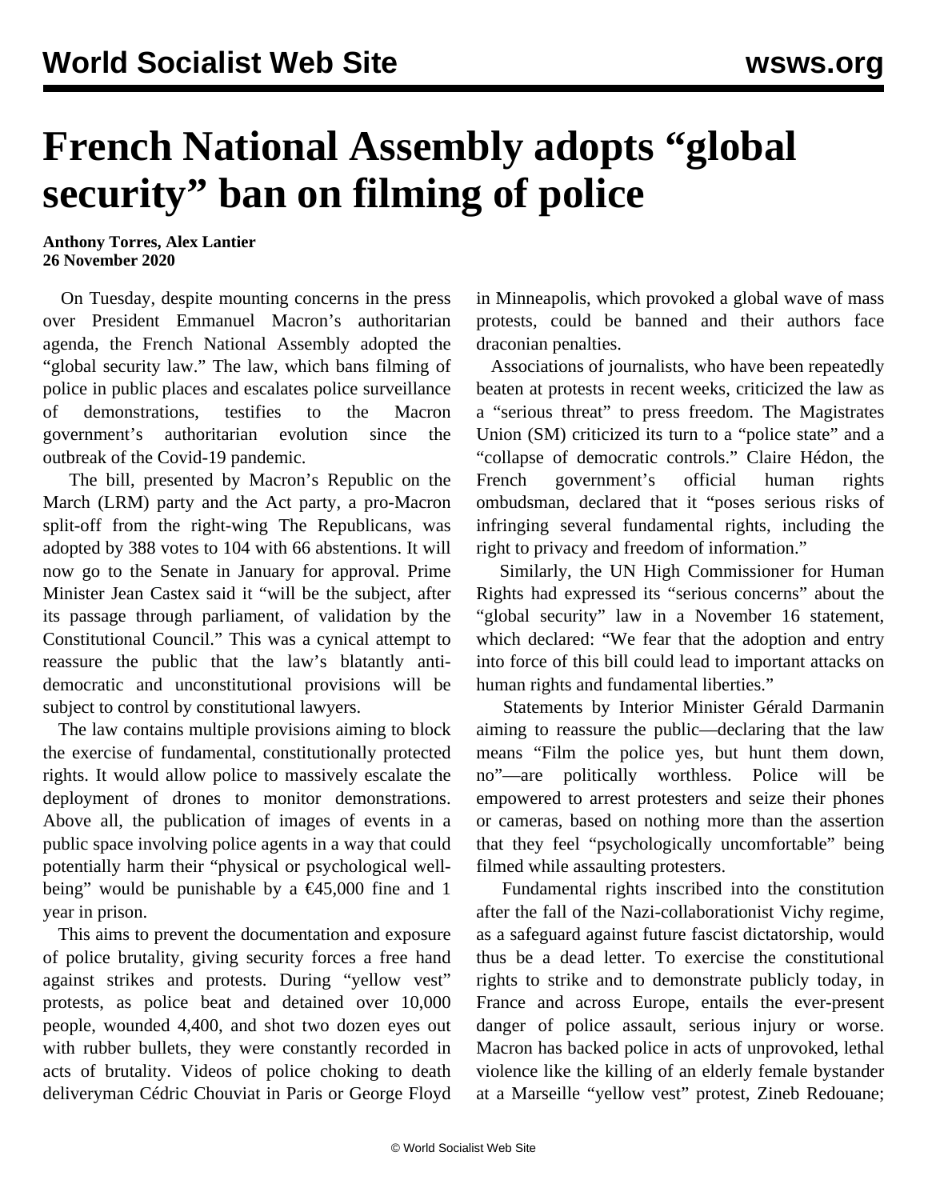# French National Assembly adopts "global security" ban on filming of police

**Anthony Torres, Alex Lantier**
**26 November 2020**

On Tuesday, despite mounting concerns in the press over President Emmanuel Macron's authoritarian agenda, the French National Assembly adopted the "global security law." The law, which bans filming of police in public places and escalates police surveillance of demonstrations, testifies to the Macron government's authoritarian evolution since the outbreak of the Covid-19 pandemic.

The bill, presented by Macron's Republic on the March (LRM) party and the Act party, a pro-Macron split-off from the right-wing The Republicans, was adopted by 388 votes to 104 with 66 abstentions. It will now go to the Senate in January for approval. Prime Minister Jean Castex said it "will be the subject, after its passage through parliament, of validation by the Constitutional Council." This was a cynical attempt to reassure the public that the law's blatantly anti-democratic and unconstitutional provisions will be subject to control by constitutional lawyers.

The law contains multiple provisions aiming to block the exercise of fundamental, constitutionally protected rights. It would allow police to massively escalate the deployment of drones to monitor demonstrations. Above all, the publication of images of events in a public space involving police agents in a way that could potentially harm their "physical or psychological well-being" would be punishable by a €45,000 fine and 1 year in prison.

This aims to prevent the documentation and exposure of police brutality, giving security forces a free hand against strikes and protests. During "yellow vest" protests, as police beat and detained over 10,000 people, wounded 4,400, and shot two dozen eyes out with rubber bullets, they were constantly recorded in acts of brutality. Videos of police choking to death deliveryman Cédric Chouviat in Paris or George Floyd in Minneapolis, which provoked a global wave of mass protests, could be banned and their authors face draconian penalties.

Associations of journalists, who have been repeatedly beaten at protests in recent weeks, criticized the law as a "serious threat" to press freedom. The Magistrates Union (SM) criticized its turn to a "police state" and a "collapse of democratic controls." Claire Hédon, the French government's official human rights ombudsman, declared that it "poses serious risks of infringing several fundamental rights, including the right to privacy and freedom of information."

Similarly, the UN High Commissioner for Human Rights had expressed its "serious concerns" about the "global security" law in a November 16 statement, which declared: "We fear that the adoption and entry into force of this bill could lead to important attacks on human rights and fundamental liberties."

Statements by Interior Minister Gérald Darmanin aiming to reassure the public—declaring that the law means "Film the police yes, but hunt them down, no"—are politically worthless. Police will be empowered to arrest protesters and seize their phones or cameras, based on nothing more than the assertion that they feel "psychologically uncomfortable" being filmed while assaulting protesters.

Fundamental rights inscribed into the constitution after the fall of the Nazi-collaborationist Vichy regime, as a safeguard against future fascist dictatorship, would thus be a dead letter. To exercise the constitutional rights to strike and to demonstrate publicly today, in France and across Europe, entails the ever-present danger of police assault, serious injury or worse. Macron has backed police in acts of unprovoked, lethal violence like the killing of an elderly female bystander at a Marseille "yellow vest" protest, Zineb Redouane;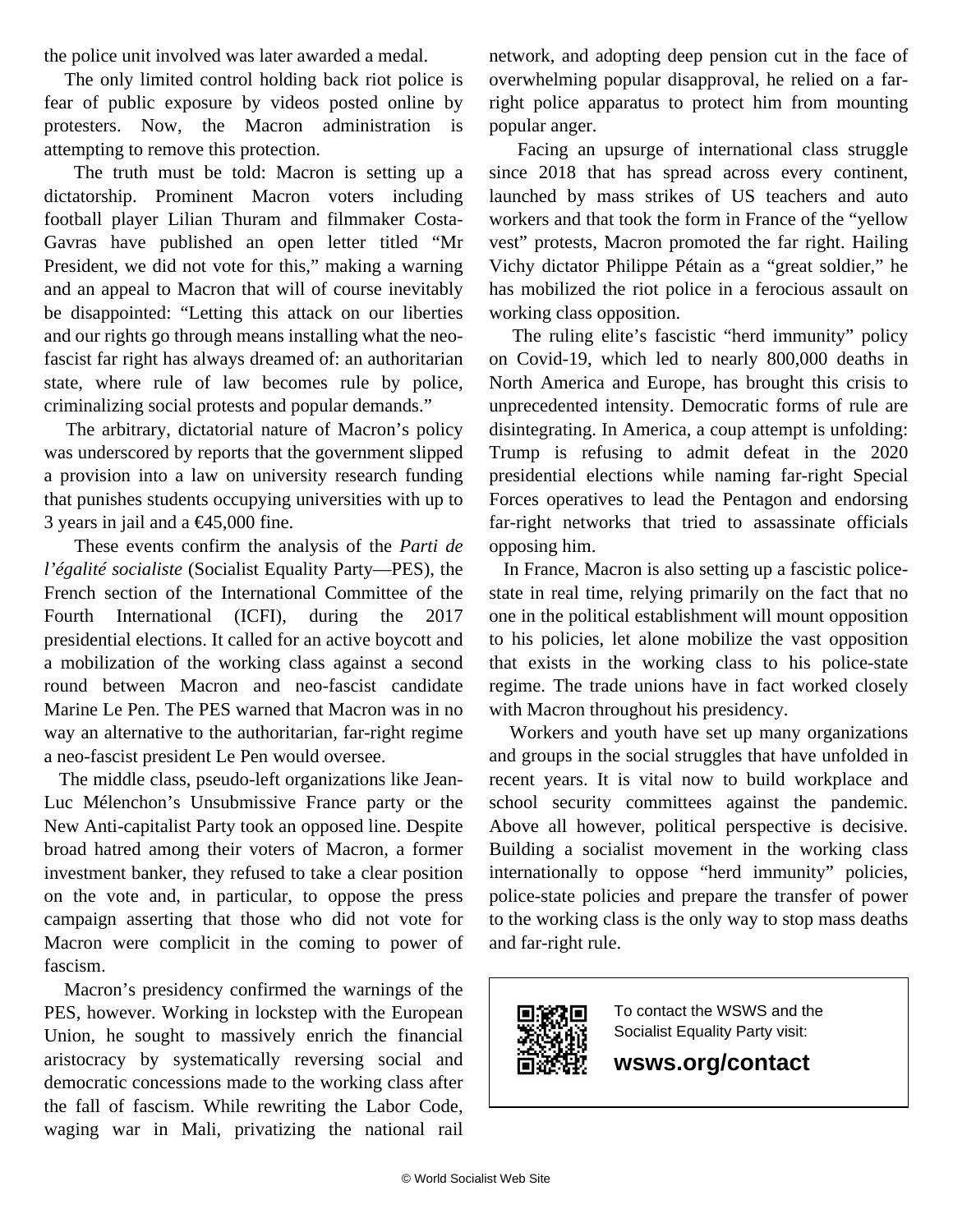the police unit involved was later awarded a medal.

The only limited control holding back riot police is fear of public exposure by videos posted online by protesters. Now, the Macron administration is attempting to remove this protection.

The truth must be told: Macron is setting up a dictatorship. Prominent Macron voters including football player Lilian Thuram and filmmaker Costa-Gavras have published an open letter titled "Mr President, we did not vote for this," making a warning and an appeal to Macron that will of course inevitably be disappointed: "Letting this attack on our liberties and our rights go through means installing what the neo-fascist far right has always dreamed of: an authoritarian state, where rule of law becomes rule by police, criminalizing social protests and popular demands."

The arbitrary, dictatorial nature of Macron's policy was underscored by reports that the government slipped a provision into a law on university research funding that punishes students occupying universities with up to 3 years in jail and a €45,000 fine.

These events confirm the analysis of the *Parti de l'égalité socialiste* (Socialist Equality Party—PES), the French section of the International Committee of the Fourth International (ICFI), during the 2017 presidential elections. It called for an active boycott and a mobilization of the working class against a second round between Macron and neo-fascist candidate Marine Le Pen. The PES warned that Macron was in no way an alternative to the authoritarian, far-right regime a neo-fascist president Le Pen would oversee.

The middle class, pseudo-left organizations like Jean-Luc Mélenchon's Unsubmissive France party or the New Anti-capitalist Party took an opposed line. Despite broad hatred among their voters of Macron, a former investment banker, they refused to take a clear position on the vote and, in particular, to oppose the press campaign asserting that those who did not vote for Macron were complicit in the coming to power of fascism.

Macron's presidency confirmed the warnings of the PES, however. Working in lockstep with the European Union, he sought to massively enrich the financial aristocracy by systematically reversing social and democratic concessions made to the working class after the fall of fascism. While rewriting the Labor Code, waging war in Mali, privatizing the national rail network, and adopting deep pension cut in the face of overwhelming popular disapproval, he relied on a far-right police apparatus to protect him from mounting popular anger.

Facing an upsurge of international class struggle since 2018 that has spread across every continent, launched by mass strikes of US teachers and auto workers and that took the form in France of the "yellow vest" protests, Macron promoted the far right. Hailing Vichy dictator Philippe Pétain as a "great soldier," he has mobilized the riot police in a ferocious assault on working class opposition.

The ruling elite's fascistic "herd immunity" policy on Covid-19, which led to nearly 800,000 deaths in North America and Europe, has brought this crisis to unprecedented intensity. Democratic forms of rule are disintegrating. In America, a coup attempt is unfolding: Trump is refusing to admit defeat in the 2020 presidential elections while naming far-right Special Forces operatives to lead the Pentagon and endorsing far-right networks that tried to assassinate officials opposing him.

In France, Macron is also setting up a fascistic police-state in real time, relying primarily on the fact that no one in the political establishment will mount opposition to his policies, let alone mobilize the vast opposition that exists in the working class to his police-state regime. The trade unions have in fact worked closely with Macron throughout his presidency.

Workers and youth have set up many organizations and groups in the social struggles that have unfolded in recent years. It is vital now to build workplace and school security committees against the pandemic. Above all however, political perspective is decisive. Building a socialist movement in the working class internationally to oppose "herd immunity" policies, police-state policies and prepare the transfer of power to the working class is the only way to stop mass deaths and far-right rule.

To contact the WSWS and the Socialist Equality Party visit:

**wsws.org/contact**